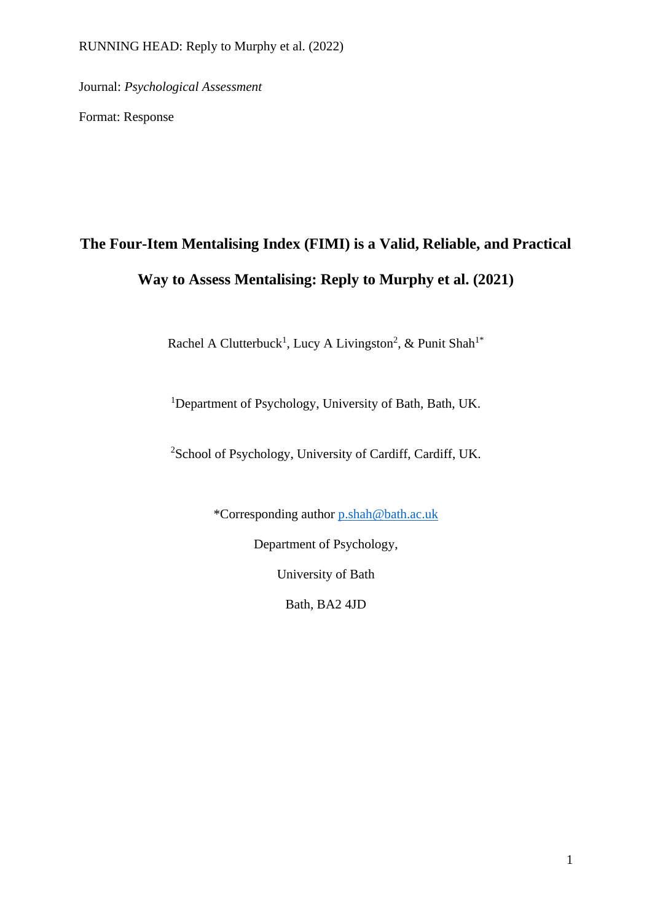RUNNING HEAD: Reply to Murphy et al. (2022)

Journal: *Psychological Assessment*

Format: Response

# The Four-Item Mentalising Index (FIMI) is a Valid, Reliable, and Practical Way to Assess Mentalising: Reply to Murphy et al. (2021)

Rachel A Clutterbuck[1], Lucy A Livingston[2], & Punit Shah[1*]

[1]Department of Psychology, University of Bath, Bath, UK.

[2]School of Psychology, University of Cardiff, Cardiff, UK.

*Corresponding author p.shah@bath.ac.uk

Department of Psychology,

University of Bath

Bath, BA2 4JD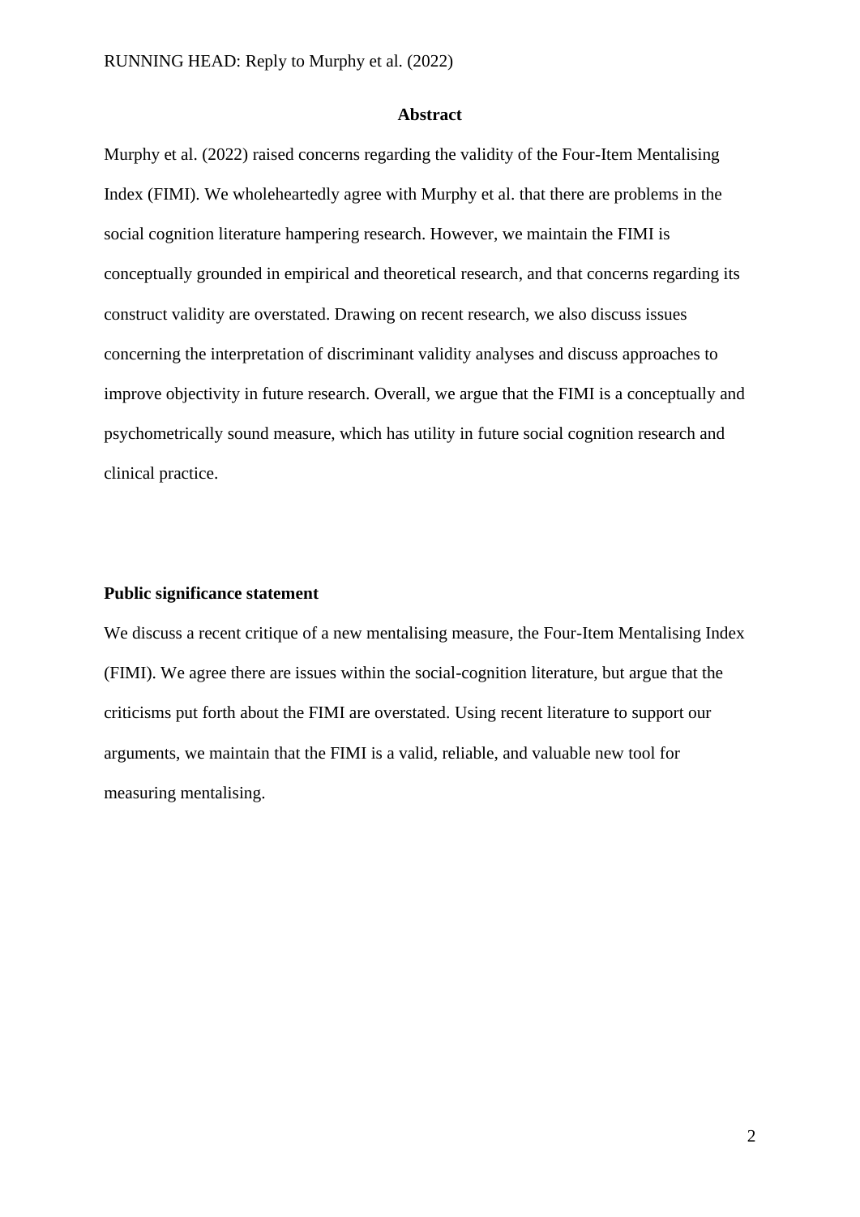## Abstract

Murphy et al. (2022) raised concerns regarding the validity of the Four-Item Mentalising Index (FIMI). We wholeheartedly agree with Murphy et al. that there are problems in the social cognition literature hampering research. However, we maintain the FIMI is conceptually grounded in empirical and theoretical research, and that concerns regarding its construct validity are overstated. Drawing on recent research, we also discuss issues concerning the interpretation of discriminant validity analyses and discuss approaches to improve objectivity in future research. Overall, we argue that the FIMI is a conceptually and psychometrically sound measure, which has utility in future social cognition research and clinical practice.

**Public significance statement**

We discuss a recent critique of a new mentalising measure, the Four-Item Mentalising Index (FIMI). We agree there are issues within the social-cognition literature, but argue that the criticisms put forth about the FIMI are overstated. Using recent literature to support our arguments, we maintain that the FIMI is a valid, reliable, and valuable new tool for measuring mentalising.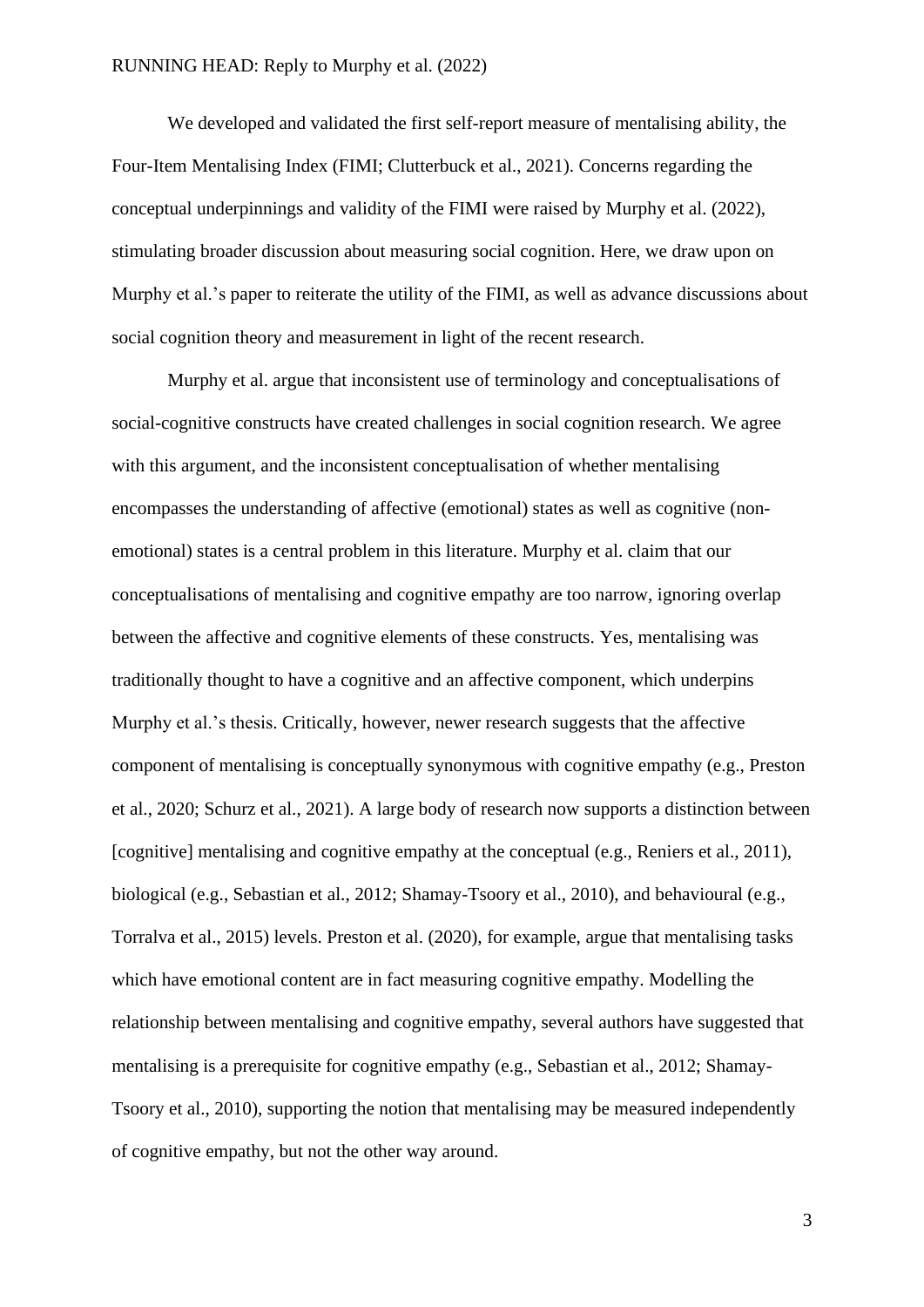We developed and validated the first self-report measure of mentalising ability, the Four-Item Mentalising Index (FIMI; Clutterbuck et al., 2021). Concerns regarding the conceptual underpinnings and validity of the FIMI were raised by Murphy et al. (2022), stimulating broader discussion about measuring social cognition. Here, we draw upon on Murphy et al.'s paper to reiterate the utility of the FIMI, as well as advance discussions about social cognition theory and measurement in light of the recent research.

Murphy et al. argue that inconsistent use of terminology and conceptualisations of social-cognitive constructs have created challenges in social cognition research. We agree with this argument, and the inconsistent conceptualisation of whether mentalising encompasses the understanding of affective (emotional) states as well as cognitive (non-emotional) states is a central problem in this literature. Murphy et al. claim that our conceptualisations of mentalising and cognitive empathy are too narrow, ignoring overlap between the affective and cognitive elements of these constructs. Yes, mentalising was traditionally thought to have a cognitive and an affective component, which underpins Murphy et al.'s thesis. Critically, however, newer research suggests that the affective component of mentalising is conceptually synonymous with cognitive empathy (e.g., Preston et al., 2020; Schurz et al., 2021). A large body of research now supports a distinction between [cognitive] mentalising and cognitive empathy at the conceptual (e.g., Reniers et al., 2011), biological (e.g., Sebastian et al., 2012; Shamay-Tsoory et al., 2010), and behavioural (e.g., Torralva et al., 2015) levels. Preston et al. (2020), for example, argue that mentalising tasks which have emotional content are in fact measuring cognitive empathy. Modelling the relationship between mentalising and cognitive empathy, several authors have suggested that mentalising is a prerequisite for cognitive empathy (e.g., Sebastian et al., 2012; Shamay-Tsoory et al., 2010), supporting the notion that mentalising may be measured independently of cognitive empathy, but not the other way around.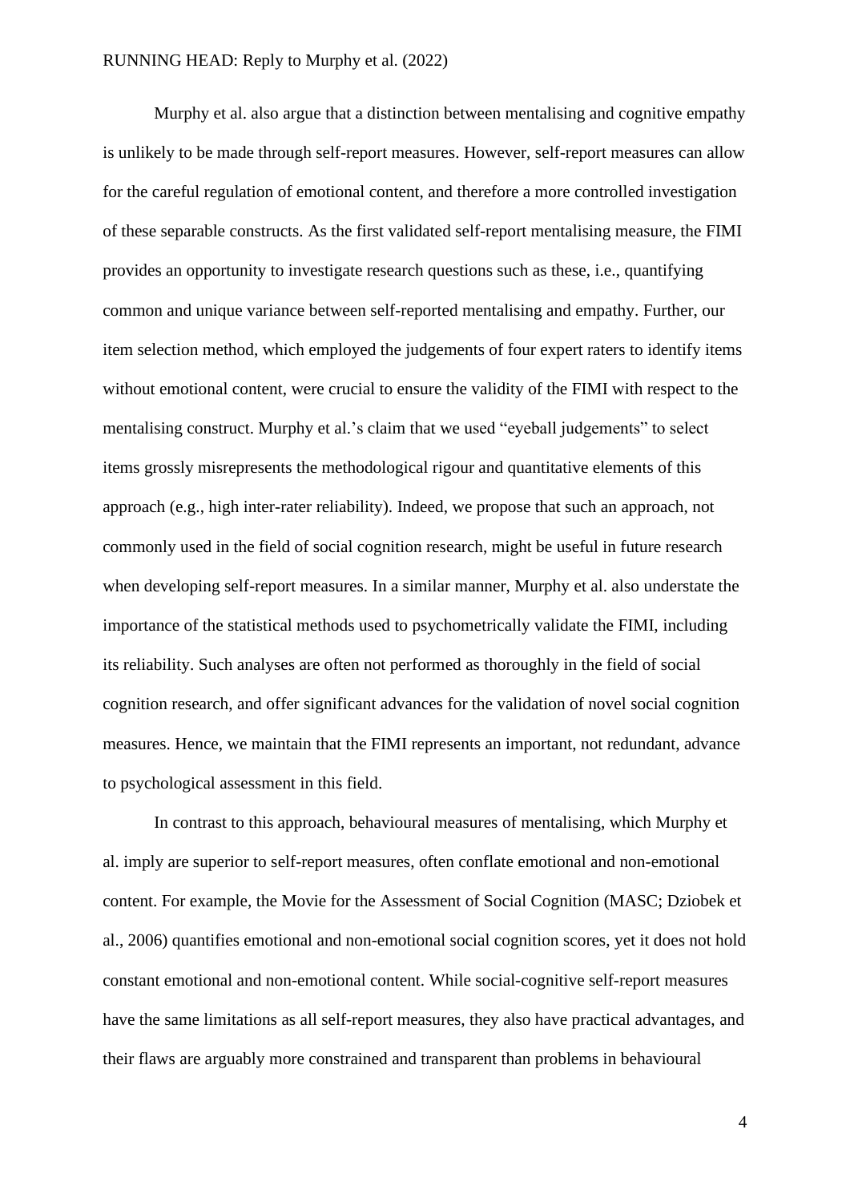Murphy et al. also argue that a distinction between mentalising and cognitive empathy is unlikely to be made through self-report measures. However, self-report measures can allow for the careful regulation of emotional content, and therefore a more controlled investigation of these separable constructs. As the first validated self-report mentalising measure, the FIMI provides an opportunity to investigate research questions such as these, i.e., quantifying common and unique variance between self-reported mentalising and empathy. Further, our item selection method, which employed the judgements of four expert raters to identify items without emotional content, were crucial to ensure the validity of the FIMI with respect to the mentalising construct. Murphy et al.'s claim that we used "eyeball judgements" to select items grossly misrepresents the methodological rigour and quantitative elements of this approach (e.g., high inter-rater reliability). Indeed, we propose that such an approach, not commonly used in the field of social cognition research, might be useful in future research when developing self-report measures. In a similar manner, Murphy et al. also understate the importance of the statistical methods used to psychometrically validate the FIMI, including its reliability. Such analyses are often not performed as thoroughly in the field of social cognition research, and offer significant advances for the validation of novel social cognition measures. Hence, we maintain that the FIMI represents an important, not redundant, advance to psychological assessment in this field.

In contrast to this approach, behavioural measures of mentalising, which Murphy et al. imply are superior to self-report measures, often conflate emotional and non-emotional content. For example, the Movie for the Assessment of Social Cognition (MASC; Dziobek et al., 2006) quantifies emotional and non-emotional social cognition scores, yet it does not hold constant emotional and non-emotional content. While social-cognitive self-report measures have the same limitations as all self-report measures, they also have practical advantages, and their flaws are arguably more constrained and transparent than problems in behavioural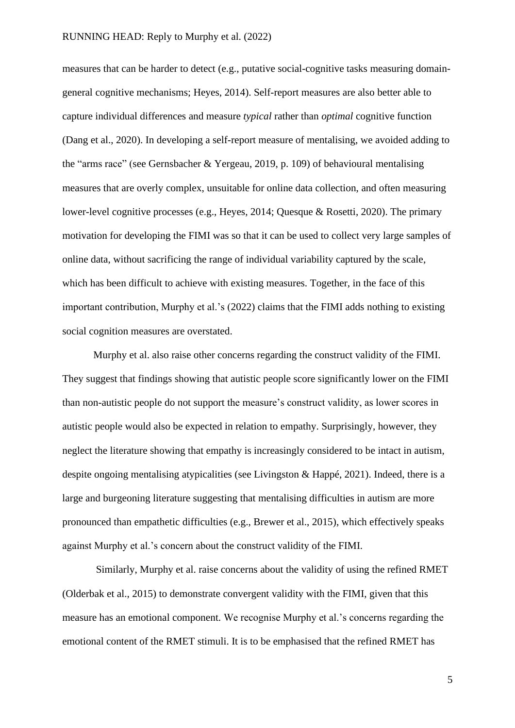measures that can be harder to detect (e.g., putative social-cognitive tasks measuring domain-general cognitive mechanisms; Heyes, 2014). Self-report measures are also better able to capture individual differences and measure *typical* rather than *optimal* cognitive function (Dang et al., 2020). In developing a self-report measure of mentalising, we avoided adding to the "arms race" (see Gernsbacher & Yergeau, 2019, p. 109) of behavioural mentalising measures that are overly complex, unsuitable for online data collection, and often measuring lower-level cognitive processes (e.g., Heyes, 2014; Quesque & Rosetti, 2020). The primary motivation for developing the FIMI was so that it can be used to collect very large samples of online data, without sacrificing the range of individual variability captured by the scale, which has been difficult to achieve with existing measures. Together, in the face of this important contribution, Murphy et al.'s (2022) claims that the FIMI adds nothing to existing social cognition measures are overstated.

Murphy et al. also raise other concerns regarding the construct validity of the FIMI. They suggest that findings showing that autistic people score significantly lower on the FIMI than non-autistic people do not support the measure's construct validity, as lower scores in autistic people would also be expected in relation to empathy. Surprisingly, however, they neglect the literature showing that empathy is increasingly considered to be intact in autism, despite ongoing mentalising atypicalities (see Livingston & Happé, 2021). Indeed, there is a large and burgeoning literature suggesting that mentalising difficulties in autism are more pronounced than empathetic difficulties (e.g., Brewer et al., 2015), which effectively speaks against Murphy et al.'s concern about the construct validity of the FIMI.

Similarly, Murphy et al. raise concerns about the validity of using the refined RMET (Olderbak et al., 2015) to demonstrate convergent validity with the FIMI, given that this measure has an emotional component. We recognise Murphy et al.'s concerns regarding the emotional content of the RMET stimuli. It is to be emphasised that the refined RMET has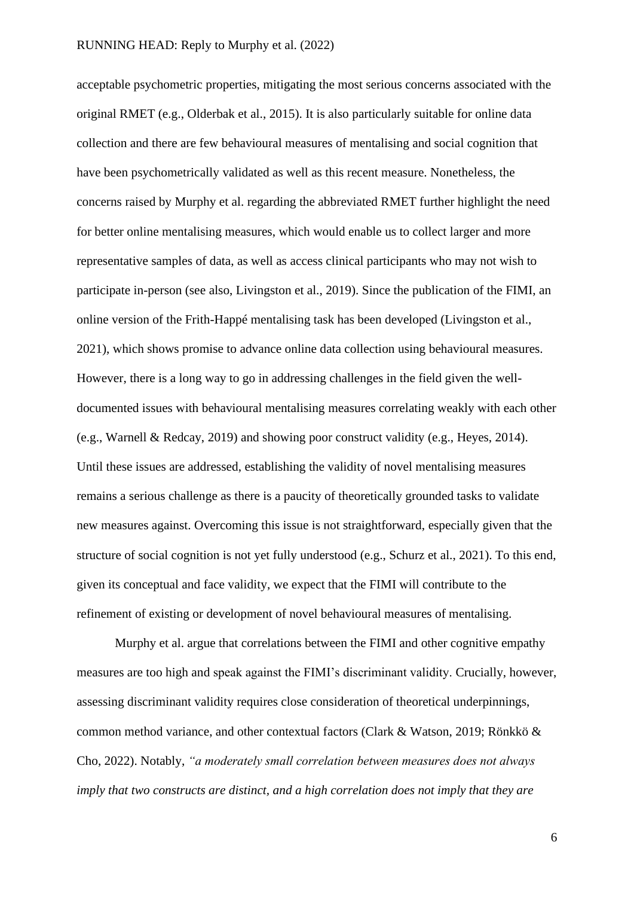acceptable psychometric properties, mitigating the most serious concerns associated with the original RMET (e.g., Olderbak et al., 2015). It is also particularly suitable for online data collection and there are few behavioural measures of mentalising and social cognition that have been psychometrically validated as well as this recent measure. Nonetheless, the concerns raised by Murphy et al. regarding the abbreviated RMET further highlight the need for better online mentalising measures, which would enable us to collect larger and more representative samples of data, as well as access clinical participants who may not wish to participate in-person (see also, Livingston et al., 2019). Since the publication of the FIMI, an online version of the Frith-Happé mentalising task has been developed (Livingston et al., 2021), which shows promise to advance online data collection using behavioural measures. However, there is a long way to go in addressing challenges in the field given the well-documented issues with behavioural mentalising measures correlating weakly with each other (e.g., Warnell & Redcay, 2019) and showing poor construct validity (e.g., Heyes, 2014). Until these issues are addressed, establishing the validity of novel mentalising measures remains a serious challenge as there is a paucity of theoretically grounded tasks to validate new measures against. Overcoming this issue is not straightforward, especially given that the structure of social cognition is not yet fully understood (e.g., Schurz et al., 2021). To this end, given its conceptual and face validity, we expect that the FIMI will contribute to the refinement of existing or development of novel behavioural measures of mentalising.

Murphy et al. argue that correlations between the FIMI and other cognitive empathy measures are too high and speak against the FIMI's discriminant validity. Crucially, however, assessing discriminant validity requires close consideration of theoretical underpinnings, common method variance, and other contextual factors (Clark & Watson, 2019; Rönkkö & Cho, 2022). Notably, *"a moderately small correlation between measures does not always imply that two constructs are distinct, and a high correlation does not imply that they are*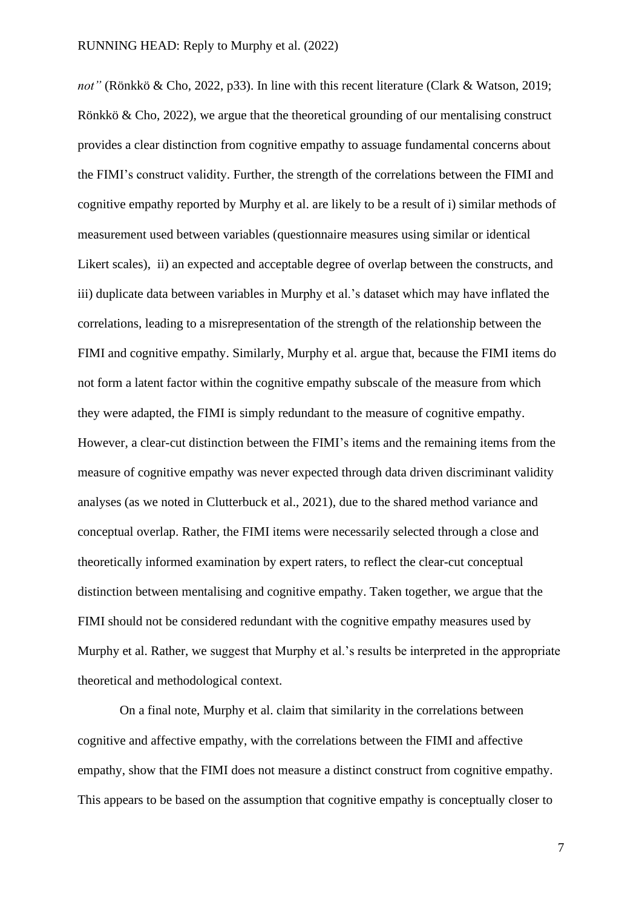*not"* (Rönkkö & Cho, 2022, p33). In line with this recent literature (Clark & Watson, 2019; Rönkkö & Cho, 2022), we argue that the theoretical grounding of our mentalising construct provides a clear distinction from cognitive empathy to assuage fundamental concerns about the FIMI's construct validity. Further, the strength of the correlations between the FIMI and cognitive empathy reported by Murphy et al. are likely to be a result of i) similar methods of measurement used between variables (questionnaire measures using similar or identical Likert scales), ii) an expected and acceptable degree of overlap between the constructs, and iii) duplicate data between variables in Murphy et al.'s dataset which may have inflated the correlations, leading to a misrepresentation of the strength of the relationship between the FIMI and cognitive empathy. Similarly, Murphy et al. argue that, because the FIMI items do not form a latent factor within the cognitive empathy subscale of the measure from which they were adapted, the FIMI is simply redundant to the measure of cognitive empathy. However, a clear-cut distinction between the FIMI's items and the remaining items from the measure of cognitive empathy was never expected through data driven discriminant validity analyses (as we noted in Clutterbuck et al., 2021), due to the shared method variance and conceptual overlap. Rather, the FIMI items were necessarily selected through a close and theoretically informed examination by expert raters, to reflect the clear-cut conceptual distinction between mentalising and cognitive empathy. Taken together, we argue that the FIMI should not be considered redundant with the cognitive empathy measures used by Murphy et al. Rather, we suggest that Murphy et al.'s results be interpreted in the appropriate theoretical and methodological context.

On a final note, Murphy et al. claim that similarity in the correlations between cognitive and affective empathy, with the correlations between the FIMI and affective empathy, show that the FIMI does not measure a distinct construct from cognitive empathy. This appears to be based on the assumption that cognitive empathy is conceptually closer to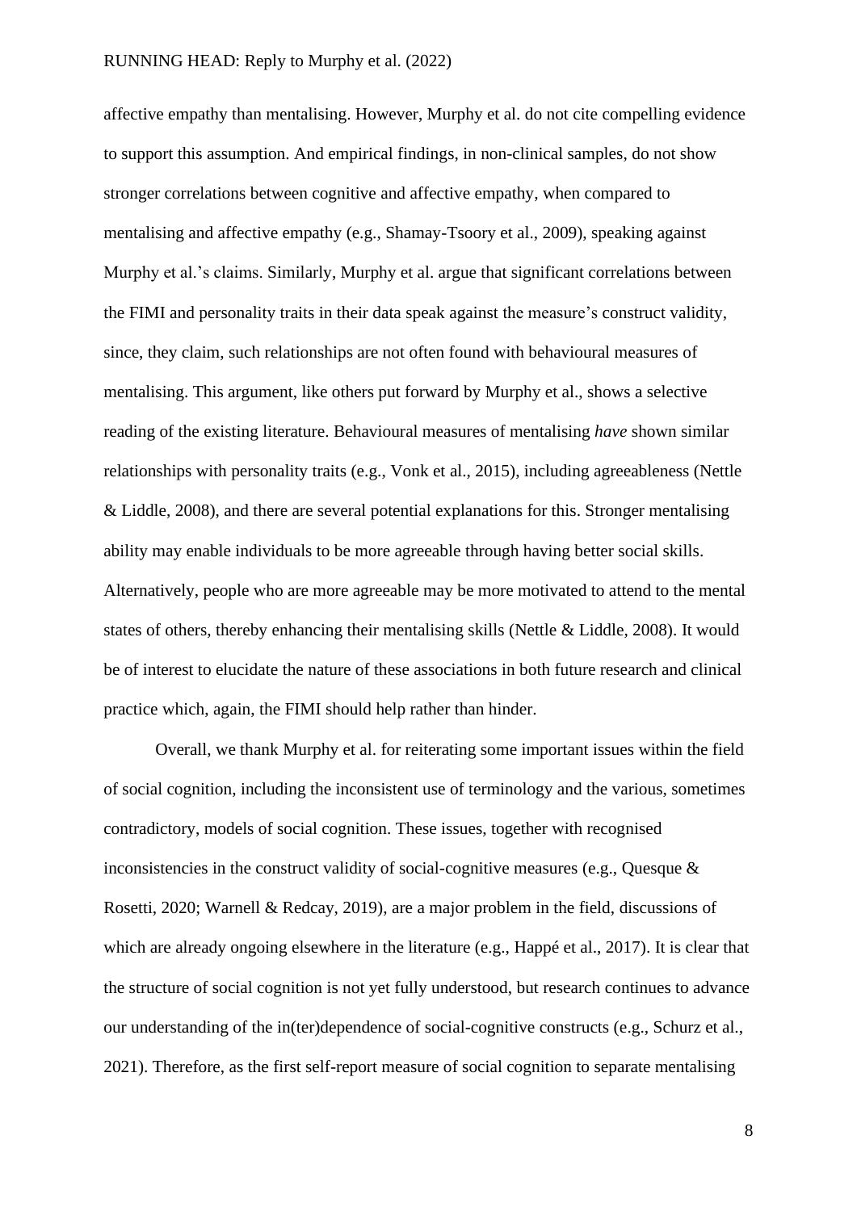affective empathy than mentalising. However, Murphy et al. do not cite compelling evidence to support this assumption. And empirical findings, in non-clinical samples, do not show stronger correlations between cognitive and affective empathy, when compared to mentalising and affective empathy (e.g., Shamay-Tsoory et al., 2009), speaking against Murphy et al.'s claims. Similarly, Murphy et al. argue that significant correlations between the FIMI and personality traits in their data speak against the measure's construct validity, since, they claim, such relationships are not often found with behavioural measures of mentalising. This argument, like others put forward by Murphy et al., shows a selective reading of the existing literature. Behavioural measures of mentalising *have* shown similar relationships with personality traits (e.g., Vonk et al., 2015), including agreeableness (Nettle & Liddle, 2008), and there are several potential explanations for this. Stronger mentalising ability may enable individuals to be more agreeable through having better social skills. Alternatively, people who are more agreeable may be more motivated to attend to the mental states of others, thereby enhancing their mentalising skills (Nettle & Liddle, 2008). It would be of interest to elucidate the nature of these associations in both future research and clinical practice which, again, the FIMI should help rather than hinder.

Overall, we thank Murphy et al. for reiterating some important issues within the field of social cognition, including the inconsistent use of terminology and the various, sometimes contradictory, models of social cognition. These issues, together with recognised inconsistencies in the construct validity of social-cognitive measures (e.g., Quesque & Rosetti, 2020; Warnell & Redcay, 2019), are a major problem in the field, discussions of which are already ongoing elsewhere in the literature (e.g., Happé et al., 2017). It is clear that the structure of social cognition is not yet fully understood, but research continues to advance our understanding of the in(ter)dependence of social-cognitive constructs (e.g., Schurz et al., 2021). Therefore, as the first self-report measure of social cognition to separate mentalising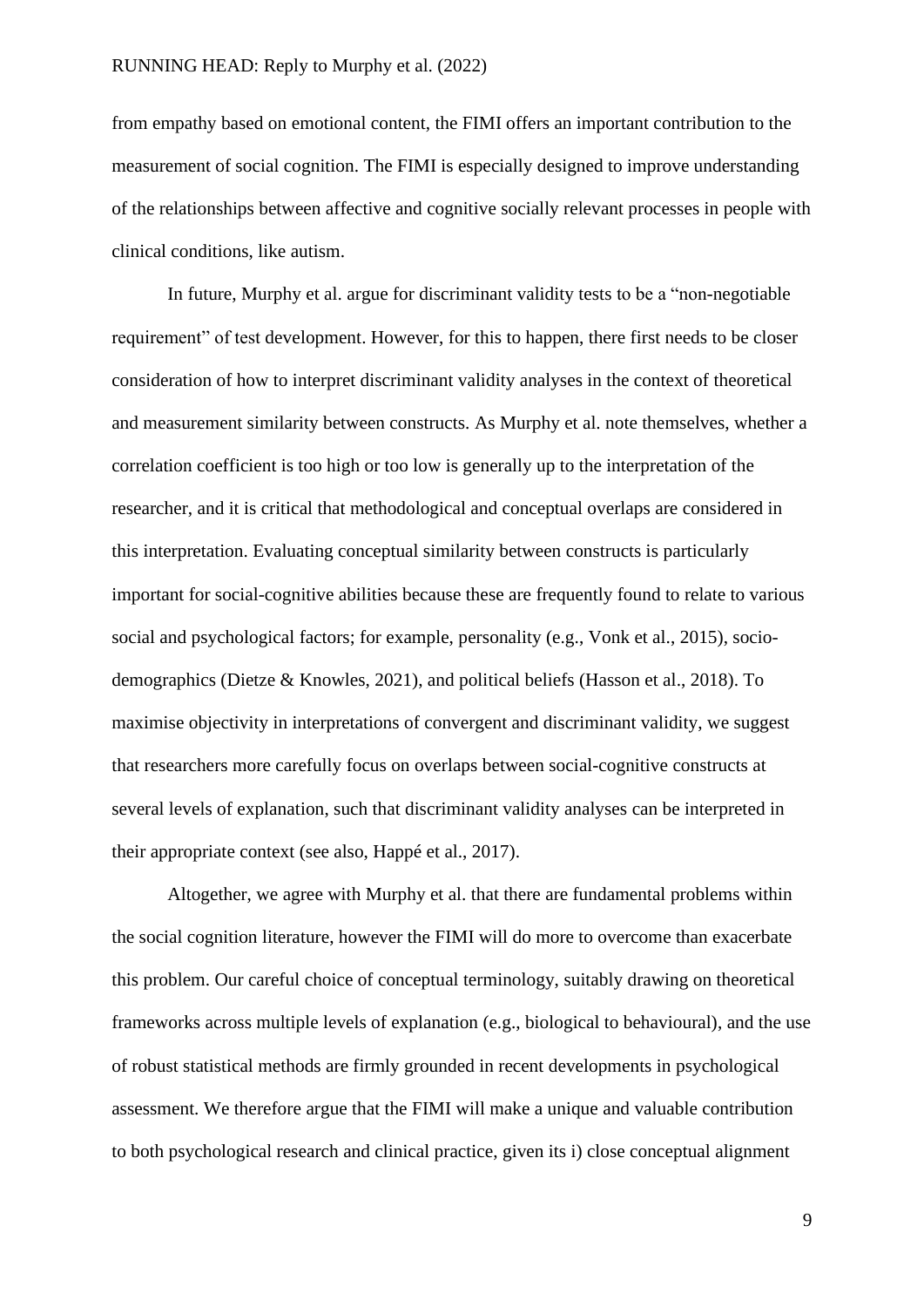from empathy based on emotional content, the FIMI offers an important contribution to the measurement of social cognition. The FIMI is especially designed to improve understanding of the relationships between affective and cognitive socially relevant processes in people with clinical conditions, like autism.

In future, Murphy et al. argue for discriminant validity tests to be a "non-negotiable requirement" of test development. However, for this to happen, there first needs to be closer consideration of how to interpret discriminant validity analyses in the context of theoretical and measurement similarity between constructs. As Murphy et al. note themselves, whether a correlation coefficient is too high or too low is generally up to the interpretation of the researcher, and it is critical that methodological and conceptual overlaps are considered in this interpretation. Evaluating conceptual similarity between constructs is particularly important for social-cognitive abilities because these are frequently found to relate to various social and psychological factors; for example, personality (e.g., Vonk et al., 2015), socio-demographics (Dietze & Knowles, 2021), and political beliefs (Hasson et al., 2018). To maximise objectivity in interpretations of convergent and discriminant validity, we suggest that researchers more carefully focus on overlaps between social-cognitive constructs at several levels of explanation, such that discriminant validity analyses can be interpreted in their appropriate context (see also, Happé et al., 2017).

Altogether, we agree with Murphy et al. that there are fundamental problems within the social cognition literature, however the FIMI will do more to overcome than exacerbate this problem. Our careful choice of conceptual terminology, suitably drawing on theoretical frameworks across multiple levels of explanation (e.g., biological to behavioural), and the use of robust statistical methods are firmly grounded in recent developments in psychological assessment. We therefore argue that the FIMI will make a unique and valuable contribution to both psychological research and clinical practice, given its i) close conceptual alignment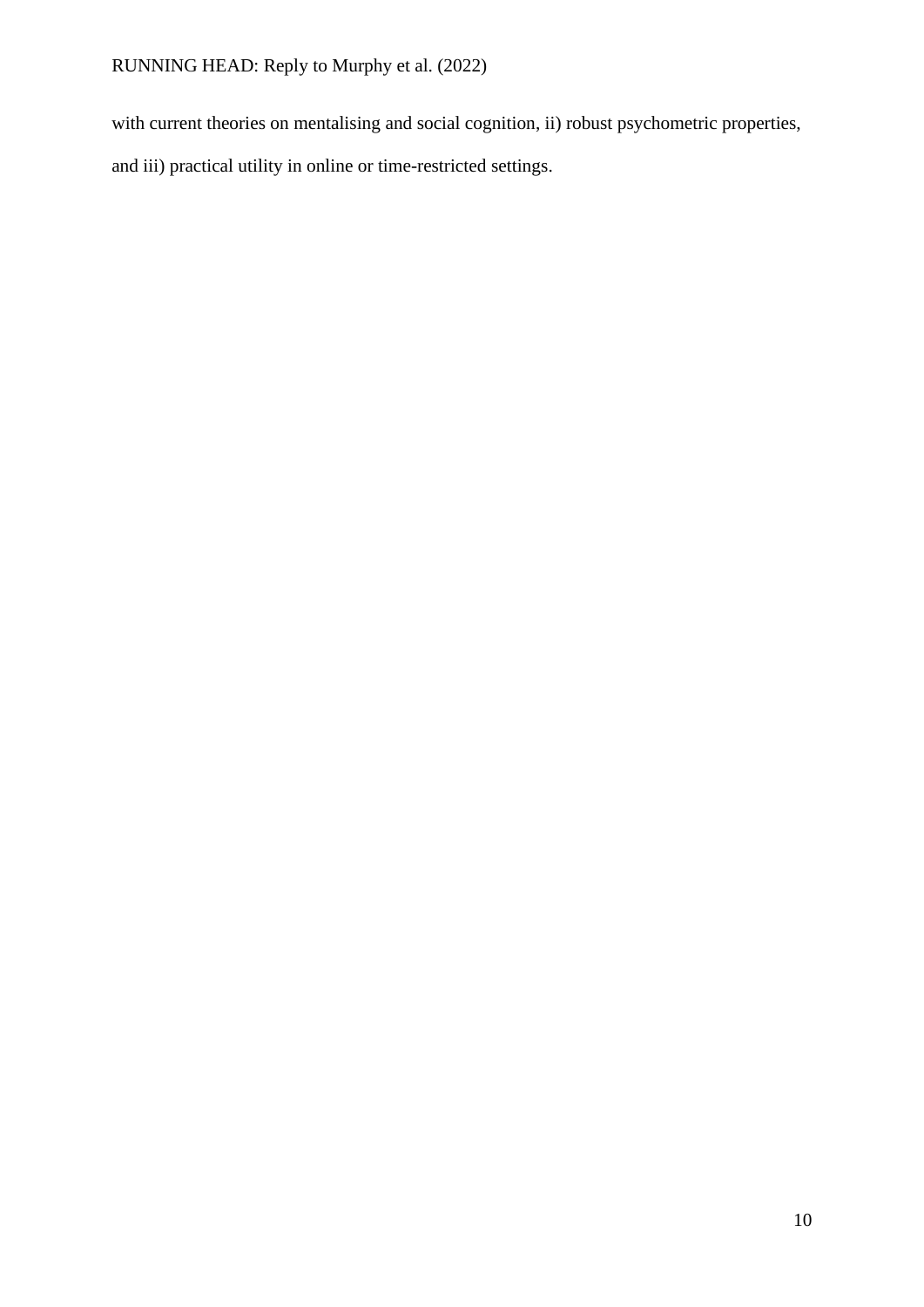with current theories on mentalising and social cognition, ii) robust psychometric properties, and iii) practical utility in online or time-restricted settings.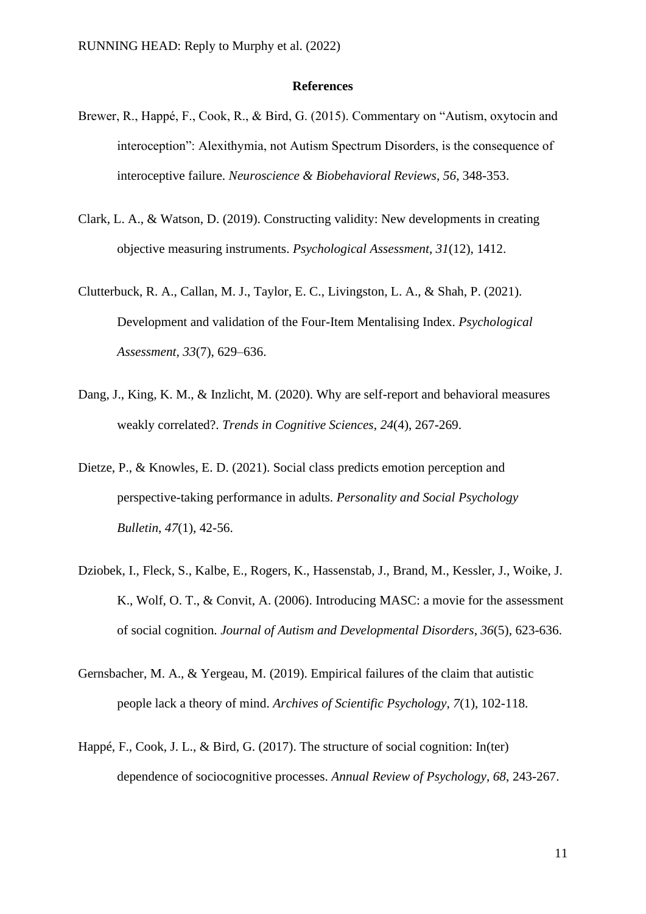**References**

Brewer, R., Happé, F., Cook, R., & Bird, G. (2015). Commentary on "Autism, oxytocin and interoception": Alexithymia, not Autism Spectrum Disorders, is the consequence of interoceptive failure. *Neuroscience & Biobehavioral Reviews*, *56*, 348-353.

Clark, L. A., & Watson, D. (2019). Constructing validity: New developments in creating objective measuring instruments. *Psychological Assessment*, *31*(12), 1412.

Clutterbuck, R. A., Callan, M. J., Taylor, E. C., Livingston, L. A., & Shah, P. (2021). Development and validation of the Four-Item Mentalising Index. *Psychological Assessment*, *33*(7), 629–636.

Dang, J., King, K. M., & Inzlicht, M. (2020). Why are self-report and behavioral measures weakly correlated?. *Trends in Cognitive Sciences*, *24*(4), 267-269.

Dietze, P., & Knowles, E. D. (2021). Social class predicts emotion perception and perspective-taking performance in adults. *Personality and Social Psychology Bulletin*, *47*(1), 42-56.

Dziobek, I., Fleck, S., Kalbe, E., Rogers, K., Hassenstab, J., Brand, M., Kessler, J., Woike, J. K., Wolf, O. T., & Convit, A. (2006). Introducing MASC: a movie for the assessment of social cognition. *Journal of Autism and Developmental Disorders*, *36*(5), 623-636.

Gernsbacher, M. A., & Yergeau, M. (2019). Empirical failures of the claim that autistic people lack a theory of mind. *Archives of Scientific Psychology*, *7*(1), 102-118.

Happé, F., Cook, J. L., & Bird, G. (2017). The structure of social cognition: In(ter) dependence of sociocognitive processes. *Annual Review of Psychology*, *68*, 243-267.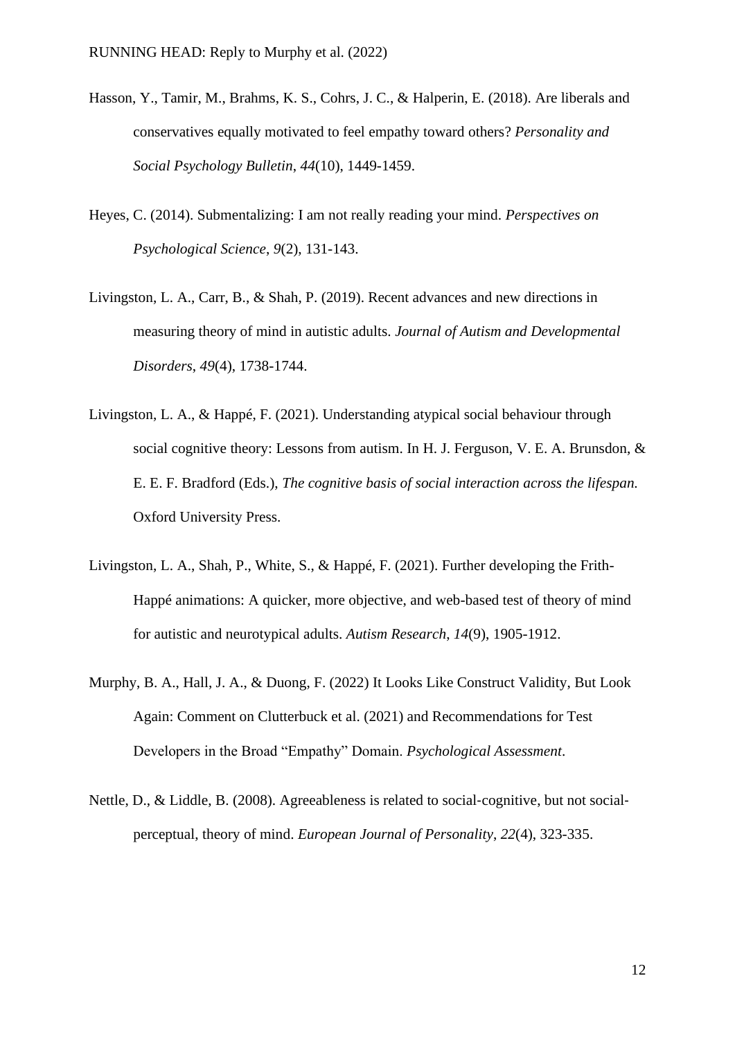Hasson, Y., Tamir, M., Brahms, K. S., Cohrs, J. C., & Halperin, E. (2018). Are liberals and conservatives equally motivated to feel empathy toward others? *Personality and Social Psychology Bulletin*, *44*(10), 1449-1459.

Heyes, C. (2014). Submentalizing: I am not really reading your mind. *Perspectives on Psychological Science*, *9*(2), 131-143.

Livingston, L. A., Carr, B., & Shah, P. (2019). Recent advances and new directions in measuring theory of mind in autistic adults. *Journal of Autism and Developmental Disorders*, *49*(4), 1738-1744.

Livingston, L. A., & Happé, F. (2021). Understanding atypical social behaviour through social cognitive theory: Lessons from autism. In H. J. Ferguson, V. E. A. Brunsdon, & E. E. F. Bradford (Eds.), *The cognitive basis of social interaction across the lifespan.* Oxford University Press.

Livingston, L. A., Shah, P., White, S., & Happé, F. (2021). Further developing the Frith-Happé animations: A quicker, more objective, and web-based test of theory of mind for autistic and neurotypical adults. *Autism Research*, *14*(9), 1905-1912.

Murphy, B. A., Hall, J. A., & Duong, F. (2022) It Looks Like Construct Validity, But Look Again: Comment on Clutterbuck et al. (2021) and Recommendations for Test Developers in the Broad "Empathy" Domain. *Psychological Assessment*.

Nettle, D., & Liddle, B. (2008). Agreeableness is related to social-cognitive, but not social-perceptual, theory of mind. *European Journal of Personality*, *22*(4), 323-335.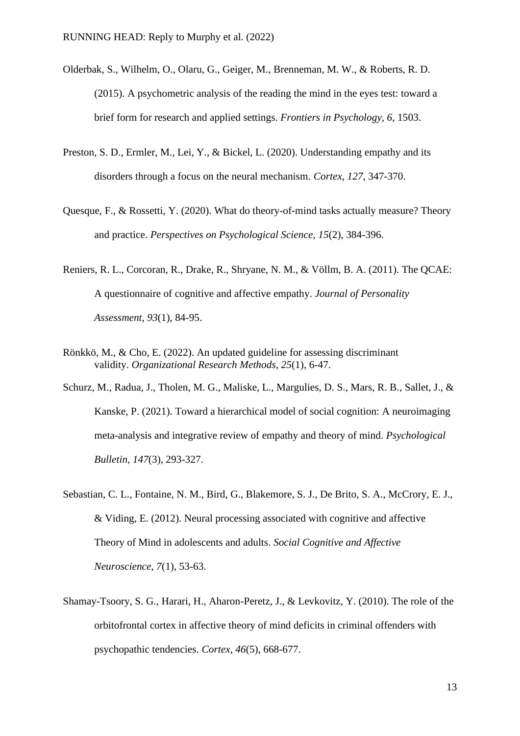Olderbak, S., Wilhelm, O., Olaru, G., Geiger, M., Brenneman, M. W., & Roberts, R. D. (2015). A psychometric analysis of the reading the mind in the eyes test: toward a brief form for research and applied settings. *Frontiers in Psychology*, *6*, 1503.

Preston, S. D., Ermler, M., Lei, Y., & Bickel, L. (2020). Understanding empathy and its disorders through a focus on the neural mechanism. *Cortex*, *127*, 347-370.

Quesque, F., & Rossetti, Y. (2020). What do theory-of-mind tasks actually measure? Theory and practice. *Perspectives on Psychological Science*, *15*(2), 384-396.

Reniers, R. L., Corcoran, R., Drake, R., Shryane, N. M., & Völlm, B. A. (2011). The QCAE: A questionnaire of cognitive and affective empathy. *Journal of Personality Assessment*, *93*(1), 84-95.

Rönkkö, M., & Cho, E. (2022). An updated guideline for assessing discriminant validity. *Organizational Research Methods*, *25*(1), 6-47.

Schurz, M., Radua, J., Tholen, M. G., Maliske, L., Margulies, D. S., Mars, R. B., Sallet, J., & Kanske, P. (2021). Toward a hierarchical model of social cognition: A neuroimaging meta-analysis and integrative review of empathy and theory of mind. *Psychological Bulletin, 147*(3), 293-327.

Sebastian, C. L., Fontaine, N. M., Bird, G., Blakemore, S. J., De Brito, S. A., McCrory, E. J., & Viding, E. (2012). Neural processing associated with cognitive and affective Theory of Mind in adolescents and adults. *Social Cognitive and Affective Neuroscience*, *7*(1), 53-63.

Shamay-Tsoory, S. G., Harari, H., Aharon-Peretz, J., & Levkovitz, Y. (2010). The role of the orbitofrontal cortex in affective theory of mind deficits in criminal offenders with psychopathic tendencies. *Cortex*, *46*(5), 668-677.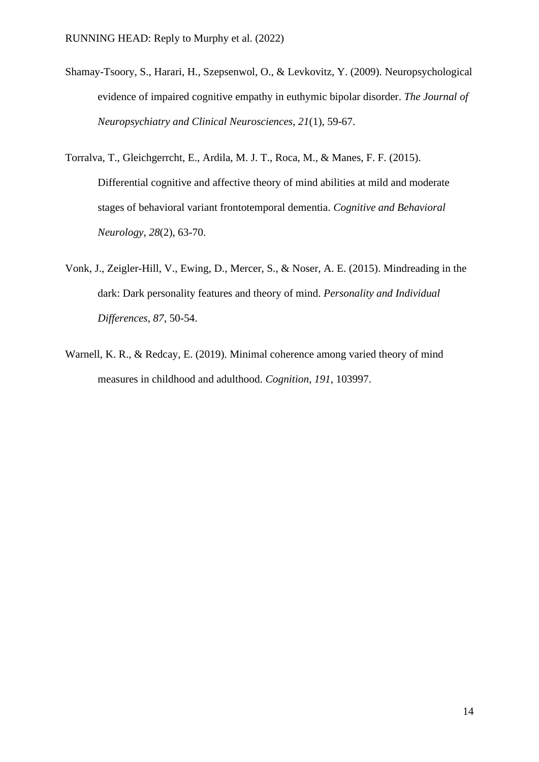Shamay-Tsoory, S., Harari, H., Szepsenwol, O., & Levkovitz, Y. (2009). Neuropsychological evidence of impaired cognitive empathy in euthymic bipolar disorder. *The Journal of Neuropsychiatry and Clinical Neurosciences*, *21*(1), 59-67.

Torralva, T., Gleichgerrcht, E., Ardila, M. J. T., Roca, M., & Manes, F. F. (2015). Differential cognitive and affective theory of mind abilities at mild and moderate stages of behavioral variant frontotemporal dementia. *Cognitive and Behavioral Neurology*, *28*(2), 63-70.

Vonk, J., Zeigler-Hill, V., Ewing, D., Mercer, S., & Noser, A. E. (2015). Mindreading in the dark: Dark personality features and theory of mind. *Personality and Individual Differences*, *87*, 50-54.

Warnell, K. R., & Redcay, E. (2019). Minimal coherence among varied theory of mind measures in childhood and adulthood. *Cognition*, *191*, 103997.